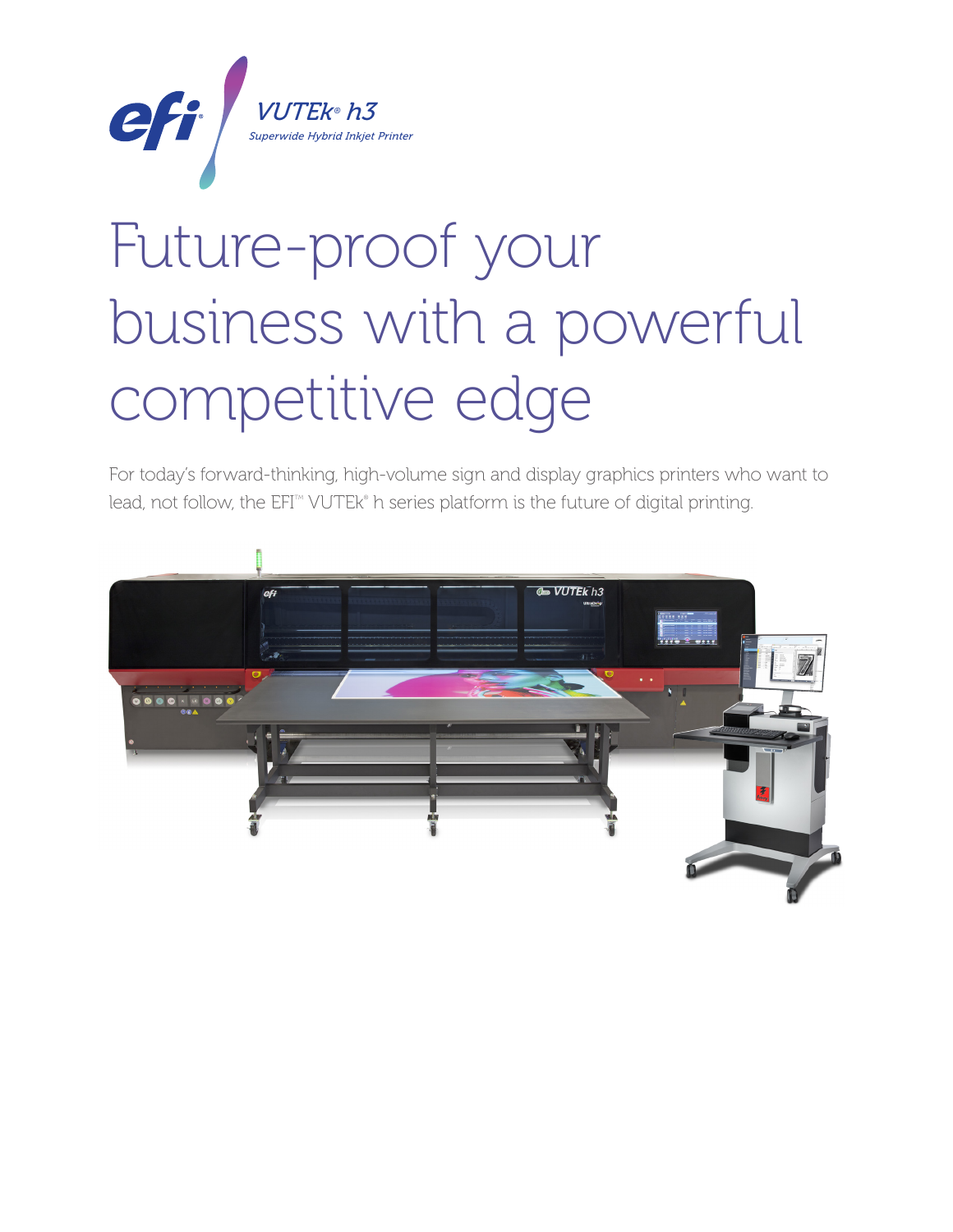VUTEk® h3

*Superwide Hybrid Inkjet Printer*

# Future-proof your business with a powerful competitive edge

For today's forward-thinking, high-volume sign and display graphics printers who want to lead, not follow, the EFI™ VUTEk® h series platform is the future of digital printing.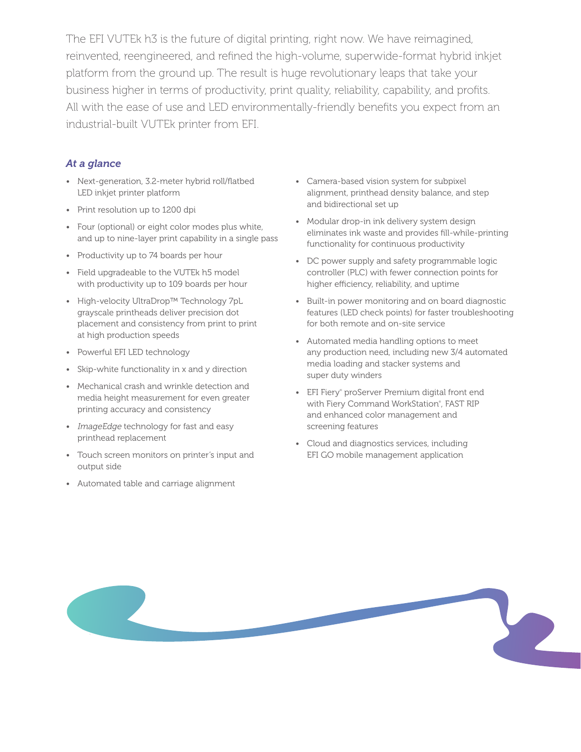The EFI VUTEk h3 is the future of digital printing, right now. We have reimagined, reinvented, reengineered, and refined the high-volume, superwide-format hybrid inkjet platform from the ground up. The result is huge revolutionary leaps that take your business higher in terms of productivity, print quality, reliability, capability, and profits. All with the ease of use and LED environmentally-friendly benefits you expect from an industrial-built VUTEk printer from EFI.

### *At a glance*

- Next-generation, 3.2-meter hybrid roll/flatbed LED inkjet printer platform
- Print resolution up to 1200 dpi
- Four (optional) or eight color modes plus white, and up to nine-layer print capability in a single pass
- Productivity up to 74 boards per hour
- Field upgradeable to the VUTEk h5 model with productivity up to 109 boards per hour
- High-velocity UltraDrop™ Technology 7pL grayscale printheads deliver precision dot placement and consistency from print to print at high production speeds
- Powerful EFI LED technology
- Skip-white functionality in x and y direction
- Mechanical crash and wrinkle detection and media height measurement for even greater printing accuracy and consistency
- *ImageEdge* technology for fast and easy printhead replacement
- Touch screen monitors on printer's input and output side
- Automated table and carriage alignment
- Camera-based vision system for subpixel alignment, printhead density balance, and step and bidirectional set up
- Modular drop-in ink delivery system design eliminates ink waste and provides fill-while-printing functionality for continuous productivity
- DC power supply and safety programmable logic controller (PLC) with fewer connection points for higher efficiency, reliability, and uptime
- Built-in power monitoring and on board diagnostic features (LED check points) for faster troubleshooting for both remote and on-site service
- Automated media handling options to meet any production need, including new 3/4 automated media loading and stacker systems and super duty winders
- EFI Fiery® proServer Premium digital front end with Fiery Command WorkStation®, FAST RIP and enhanced color management and screening features
- Cloud and diagnostics services, including EFI GO mobile management application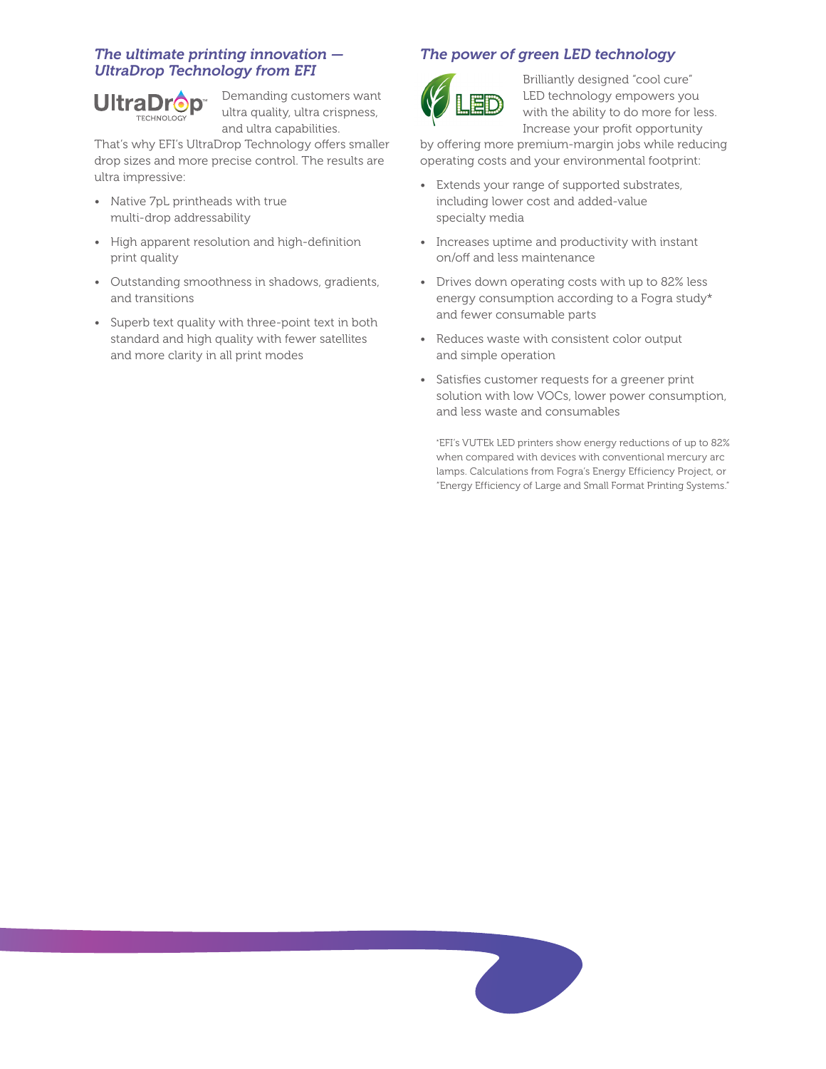## *The ultimate printing innovation — UltraDrop Technology from EFI*

Demanding customers want ultra quality, ultra crispness, and ultra capabilities. That's why EFI's UltraDrop Technology offers smaller drop sizes and more precise control. The results are ultra impressive:

- Native 7pL printheads with true multi-drop addressability
- High apparent resolution and high-definition print quality
- Outstanding smoothness in shadows, gradients, and transitions
- Superb text quality with three-point text in both standard and high quality with fewer satellites and more clarity in all print modes

## *The power of green LED technology*

Brilliantly designed "cool cure" LED technology empowers you with the ability to do more for less. Increase your profit opportunity by offering more premium-margin jobs while reducing operating costs and your environmental footprint:

- Extends your range of supported substrates, including lower cost and added-value specialty media
- Increases uptime and productivity with instant on/off and less maintenance
- Drives down operating costs with up to 82% less energy consumption according to a Fogra study* and fewer consumable parts
- Reduces waste with consistent color output and simple operation
- Satisfies customer requests for a greener print solution with low VOCs, lower power consumption, and less waste and consumables

*EFI's VUTEk LED printers show energy reductions of up to 82% when compared with devices with conventional mercury arc lamps. Calculations from Fogra's Energy Efficiency Project, or "Energy Efficiency of Large and Small Format Printing Systems."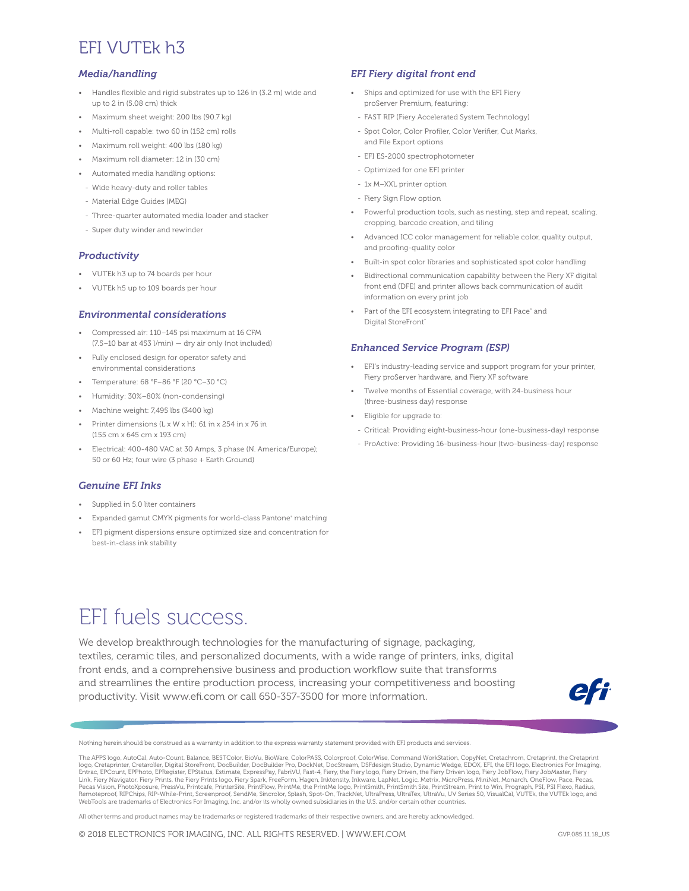# EFI VUTEk h3

### *Media/handling*

- Handles flexible and rigid substrates up to 126 in (3.2 m) wide and up to 2 in (5.08 cm) thick
- Maximum sheet weight: 200 lbs (90.7 kg)
- Multi-roll capable: two 60 in (152 cm) rolls
- Maximum roll weight: 400 lbs (180 kg)
- Maximum roll diameter: 12 in (30 cm)
- Automated media handling options:
  - Wide heavy-duty and roller tables
  - Material Edge Guides (MEG)
  - Three-quarter automated media loader and stacker
  - Super duty winder and rewinder

### *Productivity*

- VUTEk h3 up to 74 boards per hour
- VUTEk h5 up to 109 boards per hour

### *Environmental considerations*

- Compressed air: 110–145 psi maximum at 16 CFM (7.5–10 bar at 453 l/min) — dry air only (not included)
- Fully enclosed design for operator safety and environmental considerations
- Temperature: 68 °F–86 °F (20 °C–30 °C)
- Humidity: 30%–80% (non-condensing)
- Machine weight: 7,495 lbs (3400 kg)
- Printer dimensions (L x W x H): 61 in x 254 in x 76 in (155 cm x 645 cm x 193 cm)
- Electrical: 400-480 VAC at 30 Amps, 3 phase (N. America/Europe); 50 or 60 Hz; four wire (3 phase + Earth Ground)

### *Genuine EFI Inks*

- Supplied in 5.0 liter containers
- Expanded gamut CMYK pigments for world-class Pantone® matching
- EFI pigment dispersions ensure optimized size and concentration for best-in-class ink stability

### *EFI Fiery digital front end*

- Ships and optimized for use with the EFI Fiery proServer Premium, featuring:
  - FAST RIP (Fiery Accelerated System Technology)
  - Spot Color, Color Profiler, Color Verifier, Cut Marks, and File Export options
  - EFI ES-2000 spectrophotometer
  - Optimized for one EFI printer
  - 1x M–XXL printer option
  - Fiery Sign Flow option
- Powerful production tools, such as nesting, step and repeat, scaling, cropping, barcode creation, and tiling
- Advanced ICC color management for reliable color, quality output, and proofing-quality color
- Built-in spot color libraries and sophisticated spot color handling
- Bidirectional communication capability between the Fiery XF digital front end (DFE) and printer allows back communication of audit information on every print job
- Part of the EFI ecosystem integrating to EFI Pace® and Digital StoreFront®

### *Enhanced Service Program (ESP)*

- EFI's industry-leading service and support program for your printer, Fiery proServer hardware, and Fiery XF software
- Twelve months of Essential coverage, with 24-business hour (three-business day) response
- Eligible for upgrade to:
  - Critical: Providing eight-business-hour (one-business-day) response
  - ProActive: Providing 16-business-hour (two-business-day) response

# EFI fuels success.

We develop breakthrough technologies for the manufacturing of signage, packaging, textiles, ceramic tiles, and personalized documents, with a wide range of printers, inks, digital front ends, and a comprehensive business and production workflow suite that transforms and streamlines the entire production process, increasing your competitiveness and boosting productivity. Visit www.efi.com or call 650-357-3500 for more information.

efi

Nothing herein should be construed as a warranty in addition to the express warranty statement provided with EFI products and services.

The APPS logo, AutoCal, Auto-Count, Balance, BESTColor, BioVu, BioWare, ColorPASS, Colorproof, ColorWise, Command WorkStation, CopyNet, Cretachrom, Cretaprint, the Cretaprint logo, Cretaprinter, Cretaroller, Digital StoreFront, DocBuilder, DocBuilder Pro, DockNet, DocStream, DSFdesign Studio, Dynamic Wedge, EDOX, EFI, the EFI logo, Electronics For Imaging, Entrac, EPCount, EPPhoto, EPRegister, EPStatus, Estimate, ExpressPay, FabriVU, Fast-4, Fiery, the Fiery logo, Fiery Driven, the Fiery Driven logo, Fiery JobFlow, Fiery JobMaster, Fiery Link, Fiery Navigator, Fiery Prints, the Fiery Prints logo, Fiery Spark, FreeForm, Hagen, Inktensity, Inkware, LapNet, Logic, Metrix, MicroPress, MiniNet, Monarch, OneFlow, Pace, Pecas, Pecas Vision, PhotoXposure, PressVu, Printcafe, PrinterSite, PrintFlow, PrintMe, the PrintMe logo, PrintSmith, PrintSmith Site, PrintStream, Print to Win, Prograph, PSI, PSI Flexo, Radius, Remoteproof, RIPChips, RIP-While-Print, Screenproof, SendMe, Sincrolor, Splash, Spot-On, TrackNet, UltraPress, UltraTex, UltraVu, UV Series 50, VisualCal, VUTEk, the VUTEk logo, and WebTools are trademarks of Electronics For Imaging, Inc. and/or its wholly owned subsidiaries in the U.S. and/or certain other countries.

All other terms and product names may be trademarks or registered trademarks of their respective owners, and are hereby acknowledged.

© 2018 ELECTRONICS FOR IMAGING, INC. ALL RIGHTS RESERVED. | WWW.EFI.COM

GVP.085.11.18_US